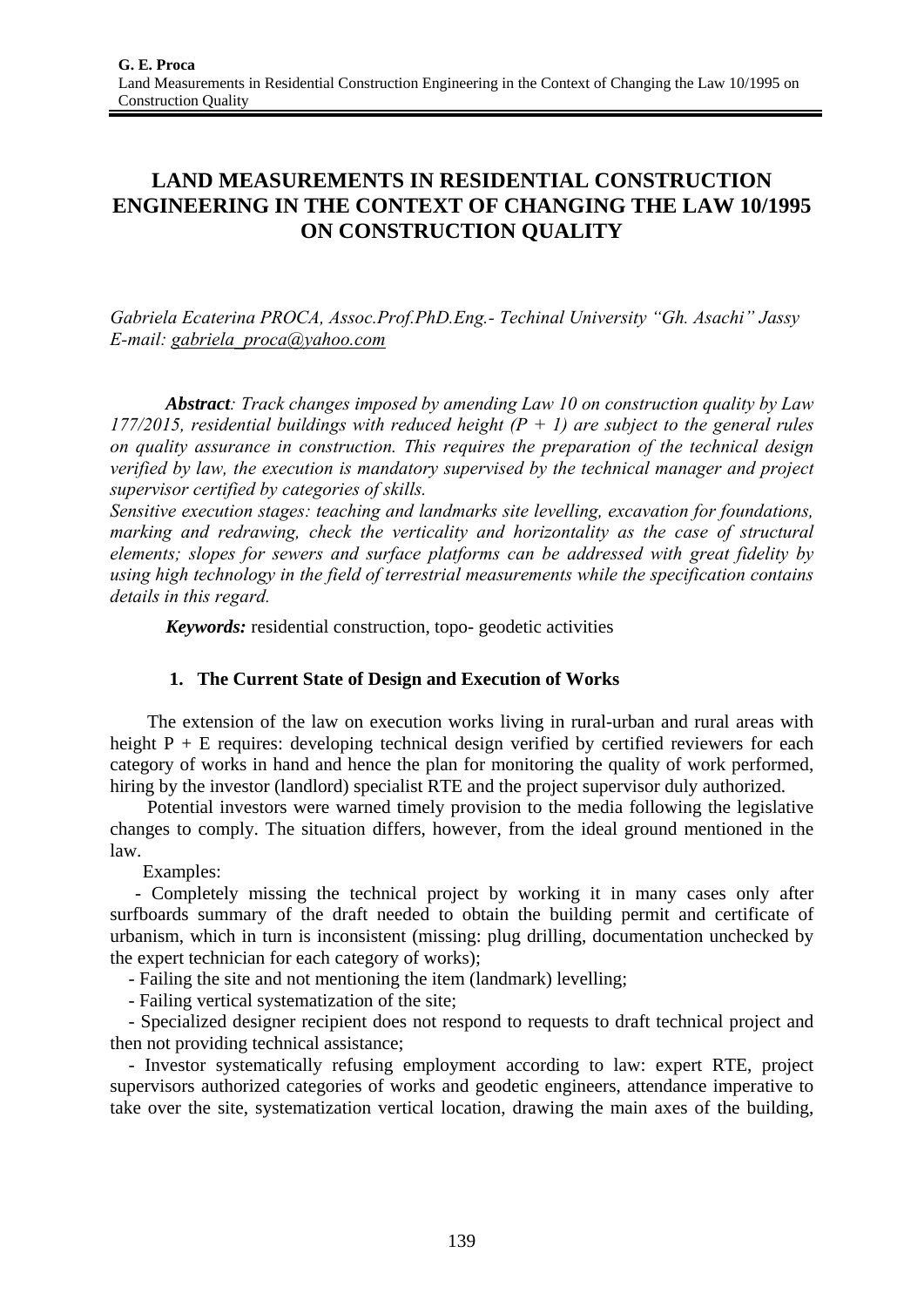# LAND MEASUREMENTS IN RESIDENTIAL CONSTRUCTION ENGINEERING IN THE CONTEXT OF CHANGING THE LAW 10/1995 ON CONSTRUCTION QUALITY

*Gabriela Ecaterina PROCA, Assoc.Prof.PhD.Eng.- Techinal University "Gh. Asachi" Jassy*
*E-mail: gabriela_proca@yahoo.com*

***Abstract**: Track changes imposed by amending Law 10 on construction quality by Law 177/2015, residential buildings with reduced height (P + 1) are subject to the general rules on quality assurance in construction. This requires the preparation of the technical design verified by law, the execution is mandatory supervised by the technical manager and project supervisor certified by categories of skills.*
*Sensitive execution stages: teaching and landmarks site levelling, excavation for foundations, marking and redrawing, check the verticality and horizontality as the case of structural elements; slopes for sewers and surface platforms can be addressed with great fidelity by using high technology in the field of terrestrial measurements while the specification contains details in this regard.*

***Keywords:*** residential construction, topo- geodetic activities

## 1. The Current State of Design and Execution of Works

The extension of the law on execution works living in rural-urban and rural areas with height P + E requires: developing technical design verified by certified reviewers for each category of works in hand and hence the plan for monitoring the quality of work performed, hiring by the investor (landlord) specialist RTE and the project supervisor duly authorized.

Potential investors were warned timely provision to the media following the legislative changes to comply. The situation differs, however, from the ideal ground mentioned in the law.

Examples:

- Completely missing the technical project by working it in many cases only after surfboards summary of the draft needed to obtain the building permit and certificate of urbanism, which in turn is inconsistent (missing: plug drilling, documentation unchecked by the expert technician for each category of works);
- Failing the site and not mentioning the item (landmark) levelling;
- Failing vertical systematization of the site;
- Specialized designer recipient does not respond to requests to draft technical project and then not providing technical assistance;
- Investor systematically refusing employment according to law: expert RTE, project supervisors authorized categories of works and geodetic engineers, attendance imperative to take over the site, systematization vertical location, drawing the main axes of the building,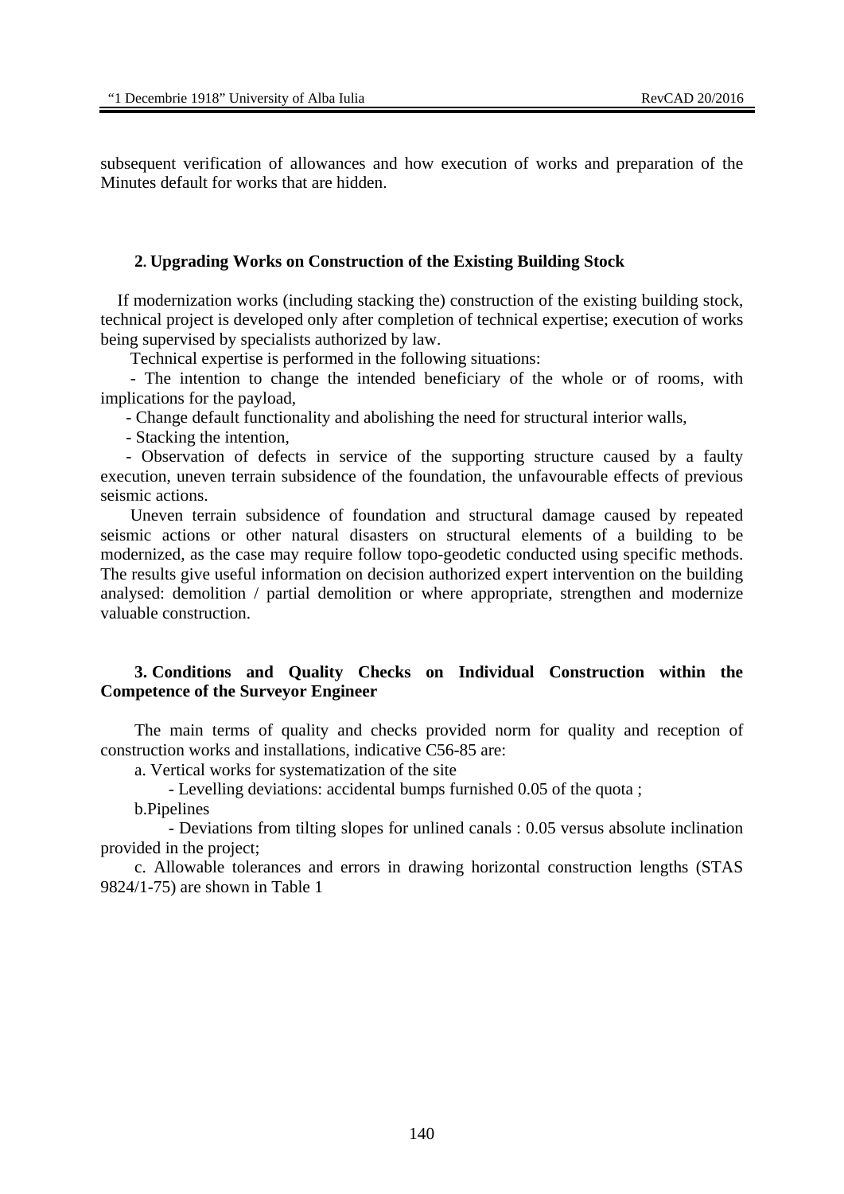subsequent verification of allowances and how execution of works and preparation of the Minutes default for works that are hidden.

## 2. Upgrading Works on Construction of the Existing Building Stock

If modernization works (including stacking the) construction of the existing building stock, technical project is developed only after completion of technical expertise; execution of works being supervised by specialists authorized by law.

Technical expertise is performed in the following situations:

- The intention to change the intended beneficiary of the whole or of rooms, with implications for the payload,
- Change default functionality and abolishing the need for structural interior walls,
- Stacking the intention,
- Observation of defects in service of the supporting structure caused by a faulty execution, uneven terrain subsidence of the foundation, the unfavourable effects of previous seismic actions.

Uneven terrain subsidence of foundation and structural damage caused by repeated seismic actions or other natural disasters on structural elements of a building to be modernized, as the case may require follow topo-geodetic conducted using specific methods. The results give useful information on decision authorized expert intervention on the building analysed: demolition / partial demolition or where appropriate, strengthen and modernize valuable construction.

## 3. Conditions and Quality Checks on Individual Construction within the Competence of the Surveyor Engineer

The main terms of quality and checks provided norm for quality and reception of construction works and installations, indicative C56-85 are:

a. Vertical works for systematization of the site

- Levelling deviations: accidental bumps furnished 0.05 of the quota ;

b. Pipelines

- Deviations from tilting slopes for unlined canals : 0.05 versus absolute inclination provided in the project;

c. Allowable tolerances and errors in drawing horizontal construction lengths (STAS 9824/1-75) are shown in Table 1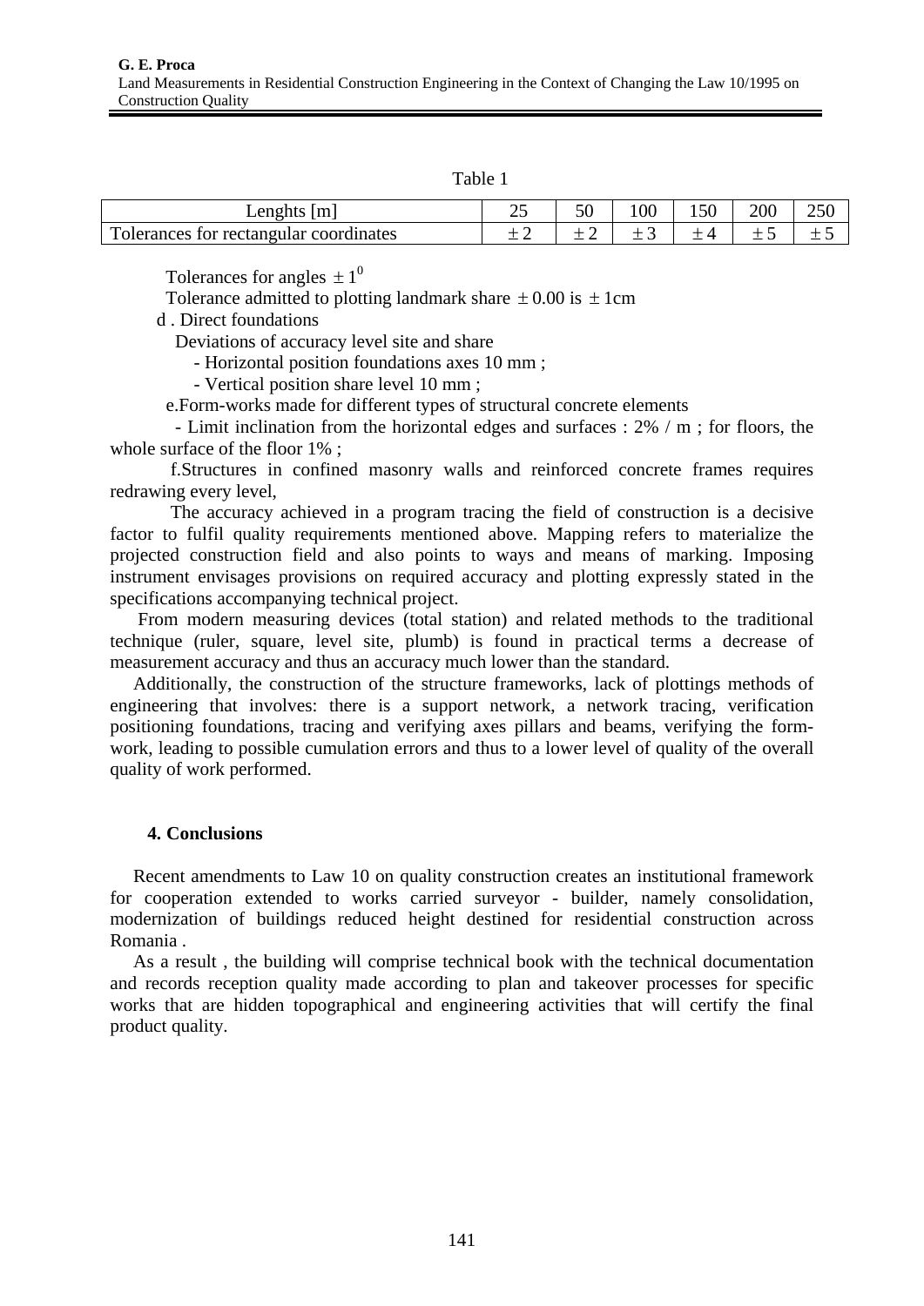Table 1

| Lenghts [m] | 25 | 50 | 100 | 150 | 200 | 250 |
|---|---|---|---|---|---|---|
| Tolerances for rectangular coordinates | $\pm 2$ | $\pm 2$ | $\pm 3$ | $\pm 4$ | $\pm 5$ | $\pm 5$ |

Tolerances for angles $\pm 1^0$

Tolerance admitted to plotting landmark share $\pm 0.00$ is $\pm 1$cm

d . Direct foundations

Deviations of accuracy level site and share

- Horizontal position foundations axes 10 mm ;
- Vertical position share level 10 mm ;

e.Form-works made for different types of structural concrete elements

- Limit inclination from the horizontal edges and surfaces : 2% / m ; for floors, the whole surface of the floor 1% ;

f.Structures in confined masonry walls and reinforced concrete frames requires redrawing every level,

The accuracy achieved in a program tracing the field of construction is a decisive factor to fulfil quality requirements mentioned above. Mapping refers to materialize the projected construction field and also points to ways and means of marking. Imposing instrument envisages provisions on required accuracy and plotting expressly stated in the specifications accompanying technical project.

From modern measuring devices (total station) and related methods to the traditional technique (ruler, square, level site, plumb) is found in practical terms a decrease of measurement accuracy and thus an accuracy much lower than the standard.

Additionally, the construction of the structure frameworks, lack of plottings methods of engineering that involves: there is a support network, a network tracing, verification positioning foundations, tracing and verifying axes pillars and beams, verifying the form-work, leading to possible cumulation errors and thus to a lower level of quality of the overall quality of work performed.

## 4. Conclusions

Recent amendments to Law 10 on quality construction creates an institutional framework for cooperation extended to works carried surveyor - builder, namely consolidation, modernization of buildings reduced height destined for residential construction across Romania .

As a result , the building will comprise technical book with the technical documentation and records reception quality made according to plan and takeover processes for specific works that are hidden topographical and engineering activities that will certify the final product quality.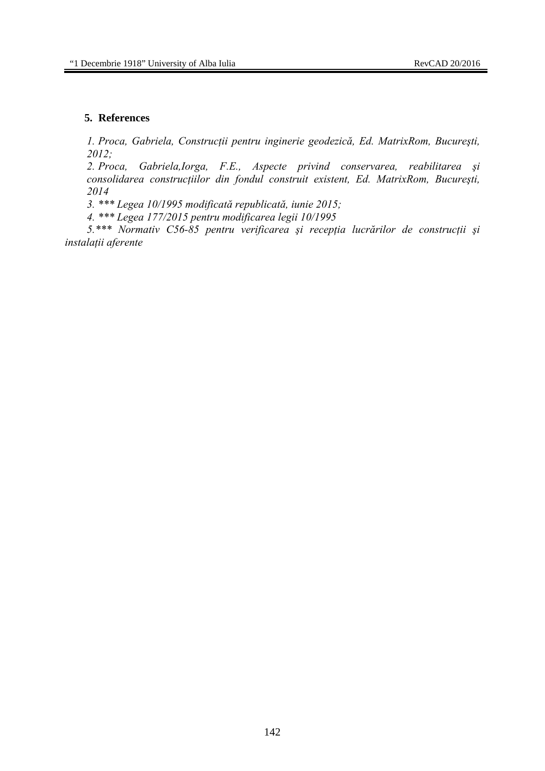## 5. References

*1. Proca, Gabriela, Construcții pentru inginerie geodezică, Ed. MatrixRom, București, 2012;*

*2. Proca, Gabriela,Iorga, F.E., Aspecte privind conservarea, reabilitarea şi consolidarea construcțiilor din fondul construit existent, Ed. MatrixRom, București, 2014*

*3. *** Legea 10/1995 modificată republicată, iunie 2015;*

*4. *** Legea 177/2015 pentru modificarea legii 10/1995*

*5.*** Normativ C56-85 pentru verificarea şi recepția lucrărilor de construcții şi instalații aferente*